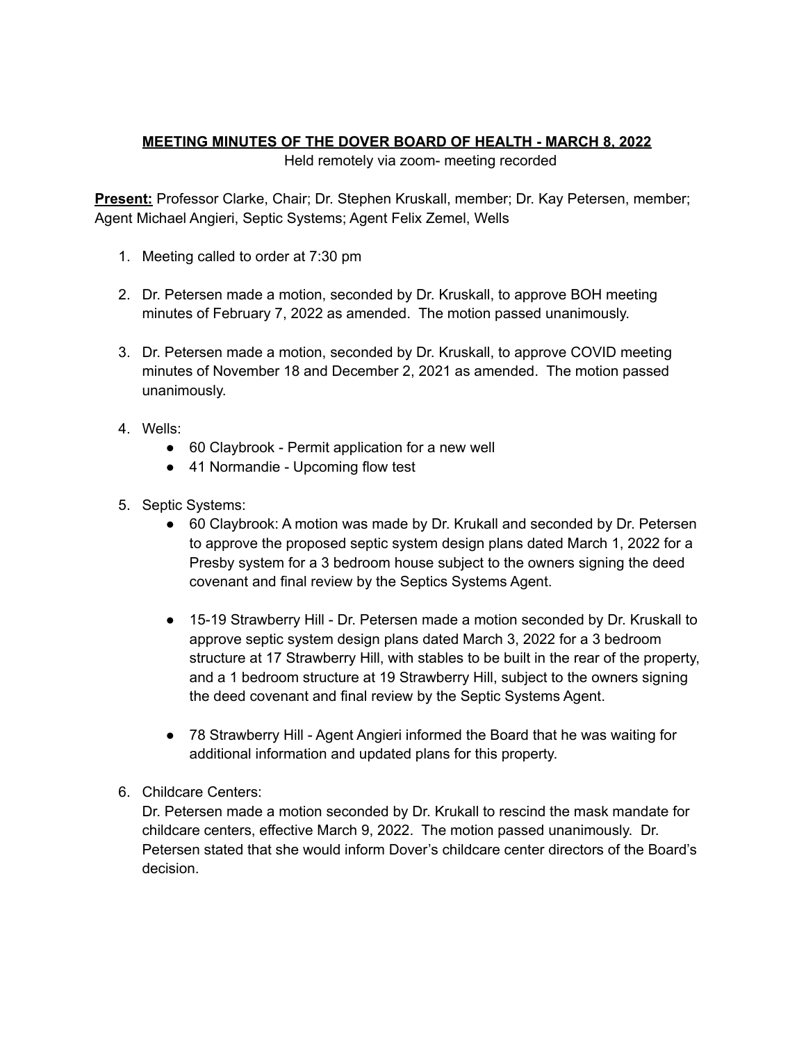**MEETING MINUTES OF THE DOVER BOARD OF HEALTH - MARCH 8, 2022**

Held remotely via zoom- meeting recorded

**Present:** Professor Clarke, Chair; Dr. Stephen Kruskall, member; Dr. Kay Petersen, member; Agent Michael Angieri, Septic Systems; Agent Felix Zemel, Wells

1. Meeting called to order at 7:30 pm

2. Dr. Petersen made a motion, seconded by Dr. Kruskall, to approve BOH meeting minutes of February 7, 2022 as amended. The motion passed unanimously.

3. Dr. Petersen made a motion, seconded by Dr. Kruskall, to approve COVID meeting minutes of November 18 and December 2, 2021 as amended. The motion passed unanimously.

4. Wells:
   - 60 Claybrook - Permit application for a new well
   - 41 Normandie - Upcoming flow test

5. Septic Systems:
   - 60 Claybrook: A motion was made by Dr. Krukall and seconded by Dr. Petersen to approve the proposed septic system design plans dated March 1, 2022 for a Presby system for a 3 bedroom house subject to the owners signing the deed covenant and final review by the Septics Systems Agent.

   - 15-19 Strawberry Hill - Dr. Petersen made a motion seconded by Dr. Kruskall to approve septic system design plans dated March 3, 2022 for a 3 bedroom structure at 17 Strawberry Hill, with stables to be built in the rear of the property, and a 1 bedroom structure at 19 Strawberry Hill, subject to the owners signing the deed covenant and final review by the Septic Systems Agent.

   - 78 Strawberry Hill - Agent Angieri informed the Board that he was waiting for additional information and updated plans for this property.

6. Childcare Centers:
   Dr. Petersen made a motion seconded by Dr. Krukall to rescind the mask mandate for childcare centers, effective March 9, 2022. The motion passed unanimously. Dr. Petersen stated that she would inform Dover's childcare center directors of the Board's decision.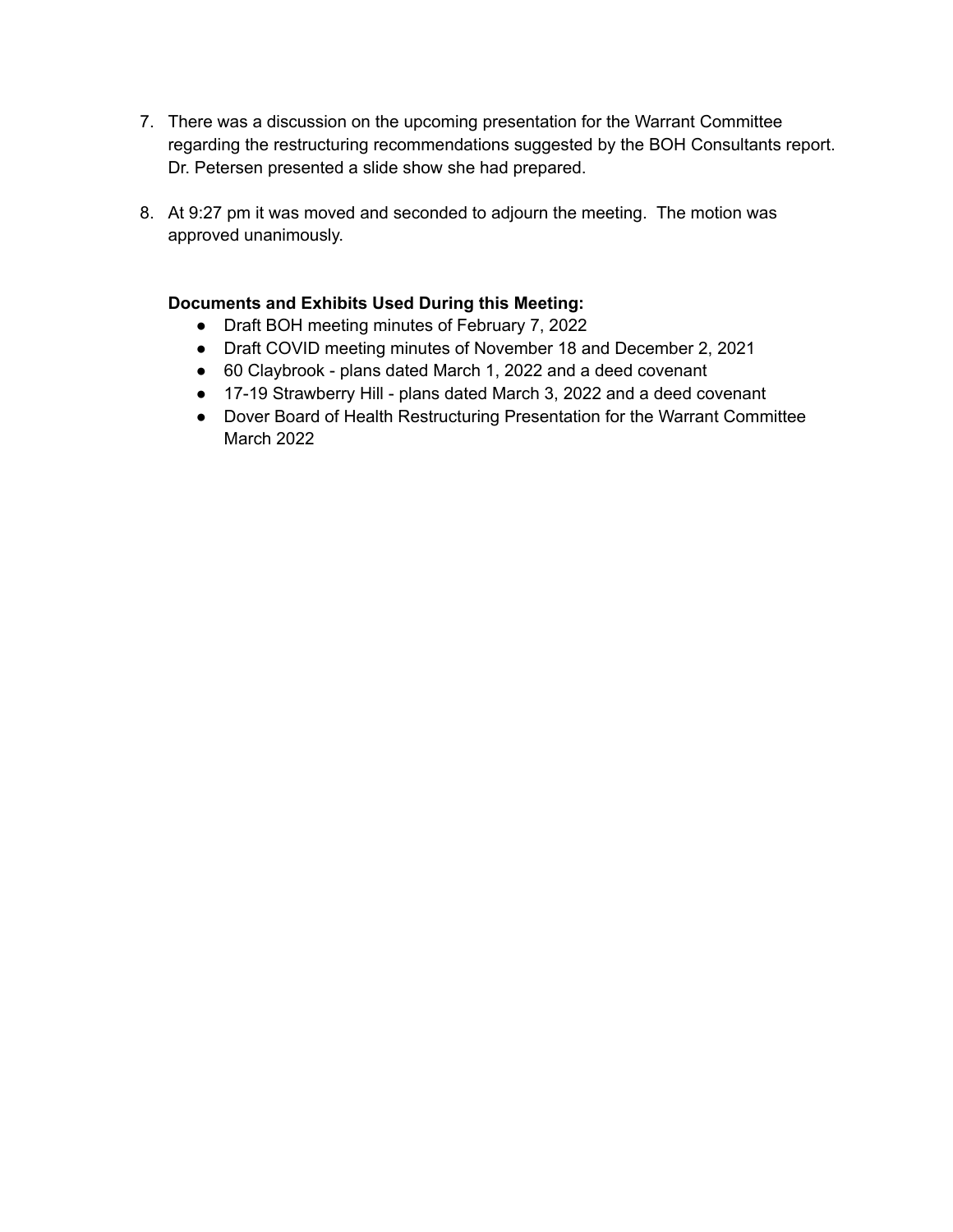7. There was a discussion on the upcoming presentation for the Warrant Committee regarding the restructuring recommendations suggested by the BOH Consultants report. Dr. Petersen presented a slide show she had prepared.

8. At 9:27 pm it was moved and seconded to adjourn the meeting. The motion was approved unanimously.

**Documents and Exhibits Used During this Meeting:**

- Draft BOH meeting minutes of February 7, 2022
- Draft COVID meeting minutes of November 18 and December 2, 2021
- 60 Claybrook - plans dated March 1, 2022 and a deed covenant
- 17-19 Strawberry Hill - plans dated March 3, 2022 and a deed covenant
- Dover Board of Health Restructuring Presentation for the Warrant Committee March 2022